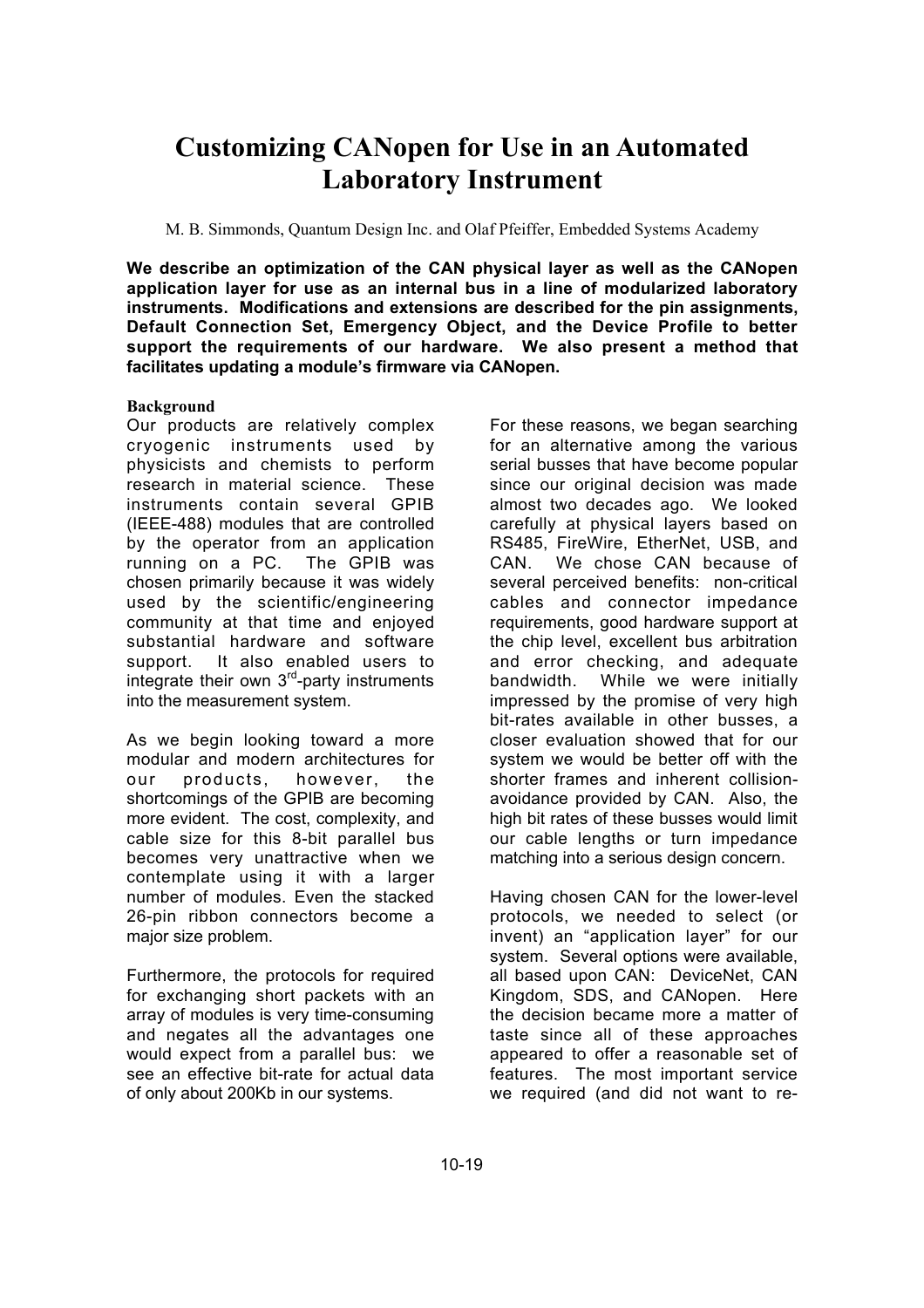# Customizing CANopen for Use in an Automated Laboratory Instrument

M. B. Simmonds, Quantum Design Inc. and Olaf Pfeiffer, Embedded Systems Academy

**We describe an optimization of the CAN physical layer as well as the CANopen application layer for use as an internal bus in a line of modularized laboratory instruments. Modifications and extensions are described for the pin assignments, Default Connection Set, Emergency Object, and the Device Profile to better support the requirements of our hardware. We also present a method that facilitates updating a module's firmware via CANopen.**

## Background

Our products are relatively complex cryogenic instruments used by physicists and chemists to perform research in material science. These instruments contain several GPIB (IEEE-488) modules that are controlled by the operator from an application running on a PC. The GPIB was chosen primarily because it was widely used by the scientific/engineering community at that time and enjoyed substantial hardware and software support. It also enabled users to integrate their own 3rd-party instruments into the measurement system.

As we begin looking toward a more modular and modern architectures for our products, however, the shortcomings of the GPIB are becoming more evident. The cost, complexity, and cable size for this 8-bit parallel bus becomes very unattractive when we contemplate using it with a larger number of modules. Even the stacked 26-pin ribbon connectors become a major size problem.

Furthermore, the protocols for required for exchanging short packets with an array of modules is very time-consuming and negates all the advantages one would expect from a parallel bus: we see an effective bit-rate for actual data of only about 200Kb in our systems.

For these reasons, we began searching for an alternative among the various serial busses that have become popular since our original decision was made almost two decades ago. We looked carefully at physical layers based on RS485, FireWire, EtherNet, USB, and CAN. We chose CAN because of several perceived benefits: non-critical cables and connector impedance requirements, good hardware support at the chip level, excellent bus arbitration and error checking, and adequate bandwidth. While we were initially impressed by the promise of very high bit-rates available in other busses, a closer evaluation showed that for our system we would be better off with the shorter frames and inherent collision-avoidance provided by CAN. Also, the high bit rates of these busses would limit our cable lengths or turn impedance matching into a serious design concern.

Having chosen CAN for the lower-level protocols, we needed to select (or invent) an "application layer" for our system. Several options were available, all based upon CAN: DeviceNet, CAN Kingdom, SDS, and CANopen. Here the decision became more a matter of taste since all of these approaches appeared to offer a reasonable set of features. The most important service we required (and did not want to re-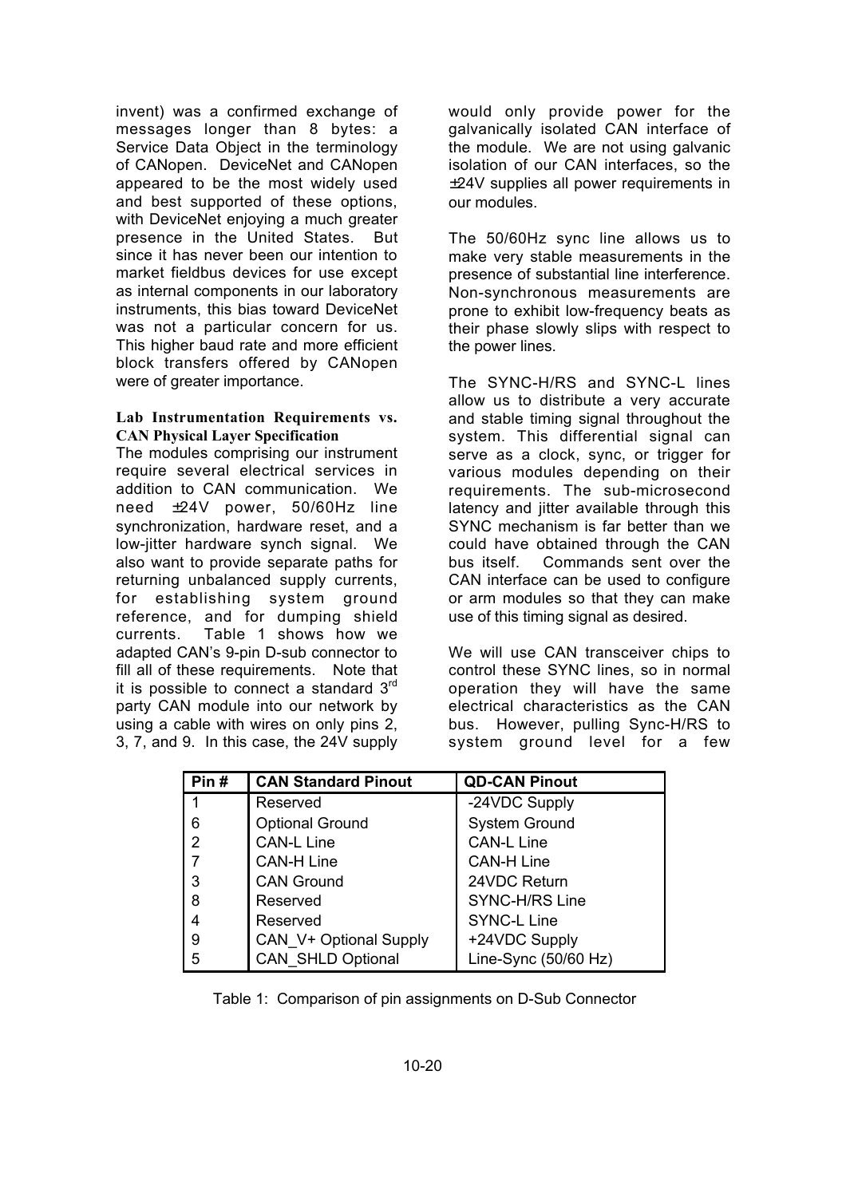invent) was a confirmed exchange of messages longer than 8 bytes: a Service Data Object in the terminology of CANopen. DeviceNet and CANopen appeared to be the most widely used and best supported of these options, with DeviceNet enjoying a much greater presence in the United States. But since it has never been our intention to market fieldbus devices for use except as internal components in our laboratory instruments, this bias toward DeviceNet was not a particular concern for us. This higher baud rate and more efficient block transfers offered by CANopen were of greater importance.

**Lab Instrumentation Requirements vs. CAN Physical Layer Specification**

The modules comprising our instrument require several electrical services in addition to CAN communication. We need ±24V power, 50/60Hz line synchronization, hardware reset, and a low-jitter hardware synch signal. We also want to provide separate paths for returning unbalanced supply currents, for establishing system ground reference, and for dumping shield currents. Table 1 shows how we adapted CAN's 9-pin D-sub connector to fill all of these requirements. Note that it is possible to connect a standard 3rd party CAN module into our network by using a cable with wires on only pins 2, 3, 7, and 9. In this case, the 24V supply would only provide power for the galvanically isolated CAN interface of the module. We are not using galvanic isolation of our CAN interfaces, so the ±24V supplies all power requirements in our modules.

The 50/60Hz sync line allows us to make very stable measurements in the presence of substantial line interference. Non-synchronous measurements are prone to exhibit low-frequency beats as their phase slowly slips with respect to the power lines.

The SYNC-H/RS and SYNC-L lines allow us to distribute a very accurate and stable timing signal throughout the system. This differential signal can serve as a clock, sync, or trigger for various modules depending on their requirements. The sub-microsecond latency and jitter available through this SYNC mechanism is far better than we could have obtained through the CAN bus itself. Commands sent over the CAN interface can be used to configure or arm modules so that they can make use of this timing signal as desired.

We will use CAN transceiver chips to control these SYNC lines, so in normal operation they will have the same electrical characteristics as the CAN bus. However, pulling Sync-H/RS to system ground level for a few

| Pin # | CAN Standard Pinout | QD-CAN Pinout |
|---|---|---|
| 1 | Reserved | -24VDC Supply |
| 6 | Optional Ground | System Ground |
| 2 | CAN-L Line | CAN-L Line |
| 7 | CAN-H Line | CAN-H Line |
| 3 | CAN Ground | 24VDC Return |
| 8 | Reserved | SYNC-H/RS Line |
| 4 | Reserved | SYNC-L Line |
| 9 | CAN_V+ Optional Supply | +24VDC Supply |
| 5 | CAN_SHLD Optional | Line-Sync (50/60 Hz) |

Table 1: Comparison of pin assignments on D-Sub Connector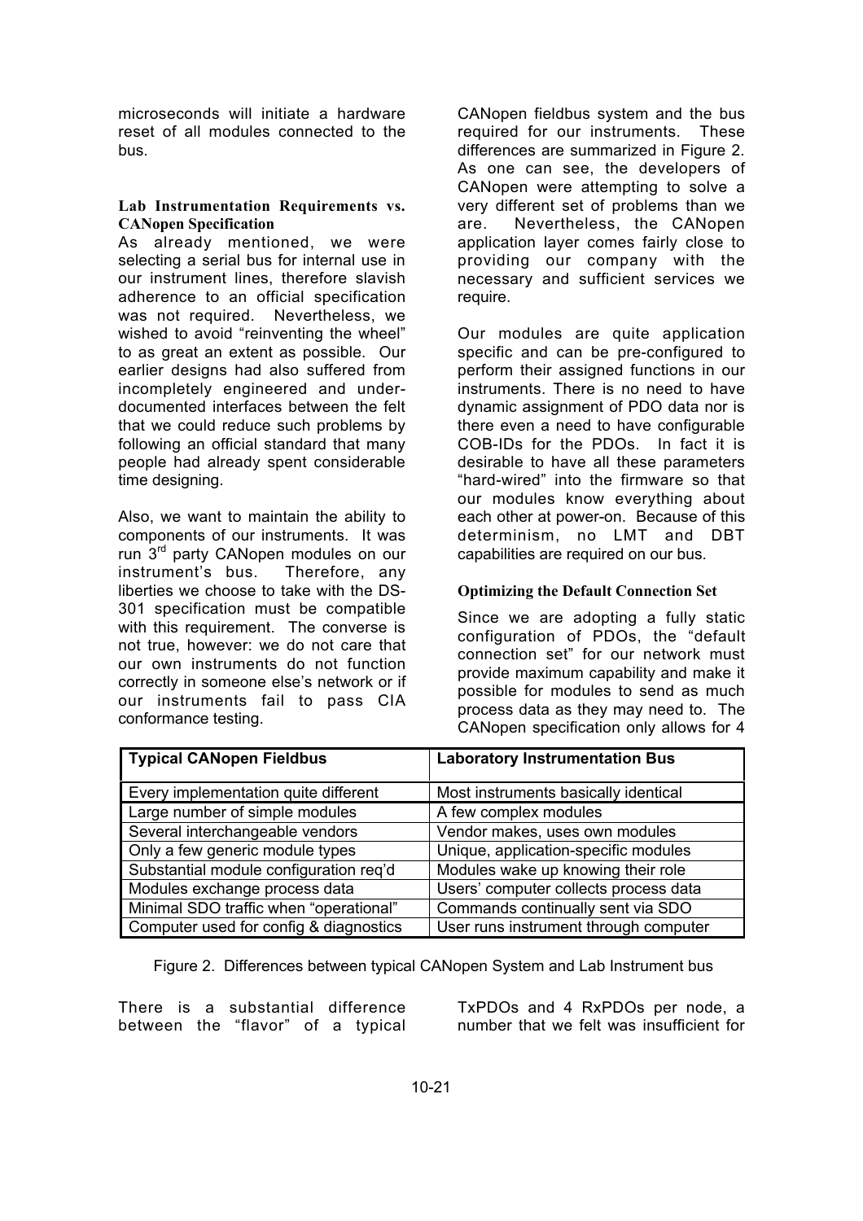microseconds will initiate a hardware reset of all modules connected to the bus.

### Lab Instrumentation Requirements vs. CANopen Specification

As already mentioned, we were selecting a serial bus for internal use in our instrument lines, therefore slavish adherence to an official specification was not required. Nevertheless, we wished to avoid "reinventing the wheel" to as great an extent as possible. Our earlier designs had also suffered from incompletely engineered and under-documented interfaces between the felt that we could reduce such problems by following an official standard that many people had already spent considerable time designing.

Also, we want to maintain the ability to components of our instruments. It was run 3rd party CANopen modules on our instrument's bus. Therefore, any liberties we choose to take with the DS-301 specification must be compatible with this requirement. The converse is not true, however: we do not care that our own instruments do not function correctly in someone else's network or if our instruments fail to pass CIA conformance testing.

There is a substantial difference between the "flavor" of a typical CANopen fieldbus system and the bus required for our instruments. These differences are summarized in Figure 2. As one can see, the developers of CANopen were attempting to solve a very different set of problems than we are. Nevertheless, the CANopen application layer comes fairly close to providing our company with the necessary and sufficient services we require.

| Typical CANopen Fieldbus | Laboratory Instrumentation Bus |
| --- | --- |
| Every implementation quite different | Most instruments basically identical |
| Large number of simple modules | A few complex modules |
| Several interchangeable vendors | Vendor makes, uses own modules |
| Only a few generic module types | Unique, application-specific modules |
| Substantial module configuration req'd | Modules wake up knowing their role |
| Modules exchange process data | Users' computer collects process data |
| Minimal SDO traffic when "operational" | Commands continually sent via SDO |
| Computer used for config & diagnostics | User runs instrument through computer |

Figure 2. Differences between typical CANopen System and Lab Instrument bus

Our modules are quite application specific and can be pre-configured to perform their assigned functions in our instruments. There is no need to have dynamic assignment of PDO data nor is there even a need to have configurable COB-IDs for the PDOs. In fact it is desirable to have all these parameters "hard-wired" into the firmware so that our modules know everything about each other at power-on. Because of this determinism, no LMT and DBT capabilities are required on our bus.

### Optimizing the Default Connection Set

Since we are adopting a fully static configuration of PDOs, the "default connection set" for our network must provide maximum capability and make it possible for modules to send as much process data as they may need to. The CANopen specification only allows for 4 TxPDOs and 4 RxPDOs per node, a number that we felt was insufficient for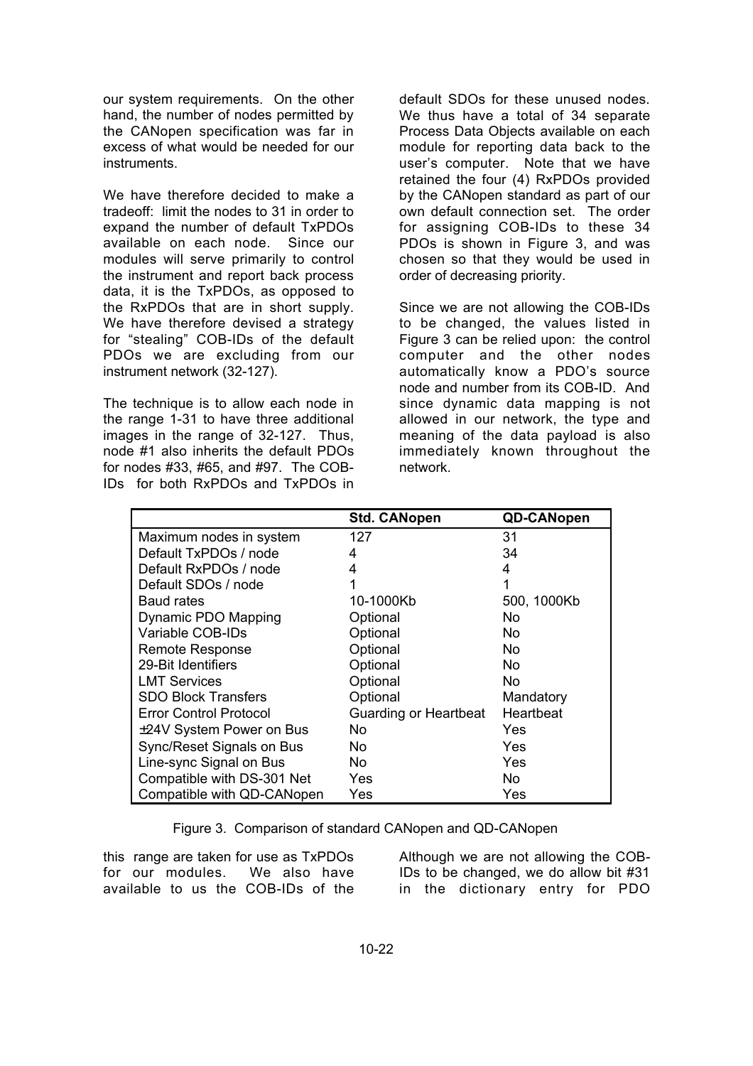our system requirements. On the other hand, the number of nodes permitted by the CANopen specification was far in excess of what would be needed for our instruments.

We have therefore decided to make a tradeoff: limit the nodes to 31 in order to expand the number of default TxPDOs available on each node. Since our modules will serve primarily to control the instrument and report back process data, it is the TxPDOs, as opposed to the RxPDOs that are in short supply. We have therefore devised a strategy for "stealing" COB-IDs of the default PDOs we are excluding from our instrument network (32-127).

The technique is to allow each node in the range 1-31 to have three additional images in the range of 32-127. Thus, node #1 also inherits the default PDOs for nodes #33, #65, and #97. The COB-IDs for both RxPDOs and TxPDOs in this range are taken for use as TxPDOs for our modules. We also have available to us the COB-IDs of the default SDOs for these unused nodes. We thus have a total of 34 separate Process Data Objects available on each module for reporting data back to the user's computer. Note that we have retained the four (4) RxPDOs provided by the CANopen standard as part of our own default connection set. The order for assigning COB-IDs to these 34 PDOs is shown in Figure 3, and was chosen so that they would be used in order of decreasing priority.

Since we are not allowing the COB-IDs to be changed, the values listed in Figure 3 can be relied upon: the control computer and the other nodes automatically know a PDO's source node and number from its COB-ID. And since dynamic data mapping is not allowed in our network, the type and meaning of the data payload is also immediately known throughout the network.

|  | Std. CANopen | QD-CANopen |
|---|---|---|
| Maximum nodes in system | 127 | 31 |
| Default TxPDOs / node | 4 | 34 |
| Default RxPDOs / node | 4 | 4 |
| Default SDOs / node | 1 | 1 |
| Baud rates | 10-1000Kb | 500, 1000Kb |
| Dynamic PDO Mapping | Optional | No |
| Variable COB-IDs | Optional | No |
| Remote Response | Optional | No |
| 29-Bit Identifiers | Optional | No |
| LMT Services | Optional | No |
| SDO Block Transfers | Optional | Mandatory |
| Error Control Protocol | Guarding or Heartbeat | Heartbeat |
| ±24V System Power on Bus | No | Yes |
| Sync/Reset Signals on Bus | No | Yes |
| Line-sync Signal on Bus | No | Yes |
| Compatible with DS-301 Net | Yes | No |
| Compatible with QD-CANopen | Yes | Yes |

Figure 3. Comparison of standard CANopen and QD-CANopen

Although we are not allowing the COB-IDs to be changed, we do allow bit #31 in the dictionary entry for PDO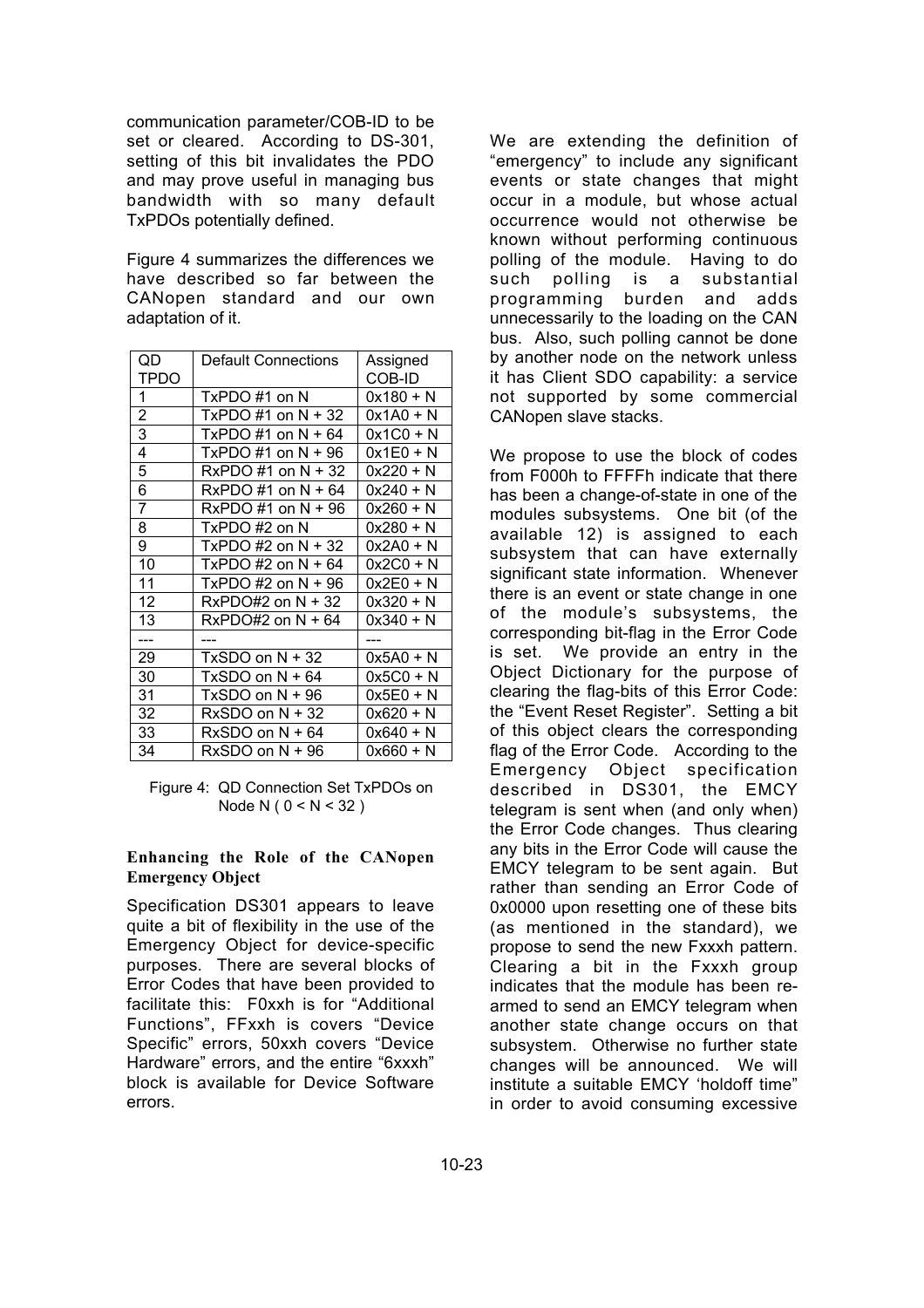communication parameter/COB-ID to be set or cleared. According to DS-301, setting of this bit invalidates the PDO and may prove useful in managing bus bandwidth with so many default TxPDOs potentially defined.

Figure 4 summarizes the differences we have described so far between the CANopen standard and our own adaptation of it.

| QD TPDO | Default Connections | Assigned COB-ID |
|---|---|---|
| 1 | TxPDO #1 on N | 0x180 + N |
| 2 | TxPDO #1 on N + 32 | 0x1A0 + N |
| 3 | TxPDO #1 on N + 64 | 0x1C0 + N |
| 4 | TxPDO #1 on N + 96 | 0x1E0 + N |
| 5 | RxPDO #1 on N + 32 | 0x220 + N |
| 6 | RxPDO #1 on N + 64 | 0x240 + N |
| 7 | RxPDO #1 on N + 96 | 0x260 + N |
| 8 | TxPDO #2 on N | 0x280 + N |
| 9 | TxPDO #2 on N + 32 | 0x2A0 + N |
| 10 | TxPDO #2 on N + 64 | 0x2C0 + N |
| 11 | TxPDO #2 on N + 96 | 0x2E0 + N |
| 12 | RxPDO#2 on N + 32 | 0x320 + N |
| 13 | RxPDO#2 on N + 64 | 0x340 + N |
| --- | --- | --- |
| 29 | TxSDO on N + 32 | 0x5A0 + N |
| 30 | TxSDO on N + 64 | 0x5C0 + N |
| 31 | TxSDO on N + 96 | 0x5E0 + N |
| 32 | RxSDO on N + 32 | 0x620 + N |
| 33 | RxSDO on N + 64 | 0x640 + N |
| 34 | RxSDO on N + 96 | 0x660 + N |

Figure 4: QD Connection Set TxPDOs on Node N ( 0 < N < 32 )

**Enhancing the Role of the CANopen Emergency Object**

Specification DS301 appears to leave quite a bit of flexibility in the use of the Emergency Object for device-specific purposes. There are several blocks of Error Codes that have been provided to facilitate this: F0xxh is for "Additional Functions", FFxxh is covers "Device Specific" errors, 50xxh covers "Device Hardware" errors, and the entire "6xxxh" block is available for Device Software errors.

We are extending the definition of "emergency" to include any significant events or state changes that might occur in a module, but whose actual occurrence would not otherwise be known without performing continuous polling of the module. Having to do such polling is a substantial programming burden and adds unnecessarily to the loading on the CAN bus. Also, such polling cannot be done by another node on the network unless it has Client SDO capability: a service not supported by some commercial CANopen slave stacks.

We propose to use the block of codes from F000h to FFFFh indicate that there has been a change-of-state in one of the modules subsystems. One bit (of the available 12) is assigned to each subsystem that can have externally significant state information. Whenever there is an event or state change in one of the module's subsystems, the corresponding bit-flag in the Error Code is set. We provide an entry in the Object Dictionary for the purpose of clearing the flag-bits of this Error Code: the "Event Reset Register". Setting a bit of this object clears the corresponding flag of the Error Code. According to the Emergency Object specification described in DS301, the EMCY telegram is sent when (and only when) the Error Code changes. Thus clearing any bits in the Error Code will cause the EMCY telegram to be sent again. But rather than sending an Error Code of 0x0000 upon resetting one of these bits (as mentioned in the standard), we propose to send the new Fxxxh pattern. Clearing a bit in the Fxxxh group indicates that the module has been re-armed to send an EMCY telegram when another state change occurs on that subsystem. Otherwise no further state changes will be announced. We will institute a suitable EMCY 'holdoff time" in order to avoid consuming excessive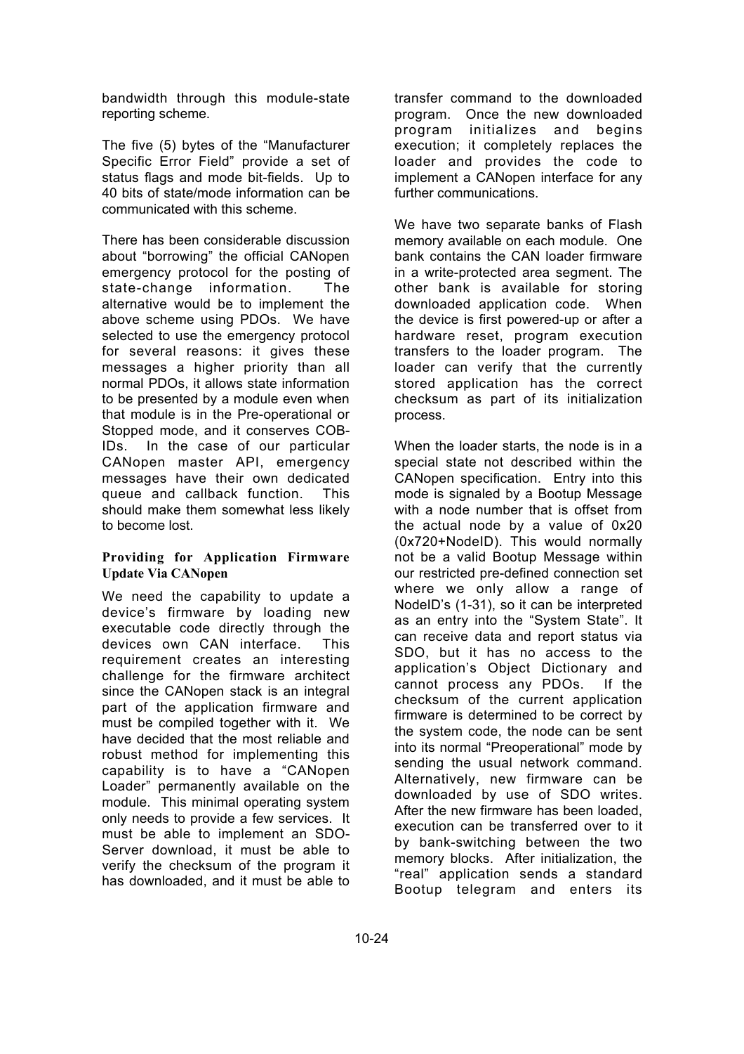bandwidth through this module-state reporting scheme.

The five (5) bytes of the "Manufacturer Specific Error Field" provide a set of status flags and mode bit-fields. Up to 40 bits of state/mode information can be communicated with this scheme.

There has been considerable discussion about "borrowing" the official CANopen emergency protocol for the posting of state-change information. The alternative would be to implement the above scheme using PDOs. We have selected to use the emergency protocol for several reasons: it gives these messages a higher priority than all normal PDOs, it allows state information to be presented by a module even when that module is in the Pre-operational or Stopped mode, and it conserves COB-IDs. In the case of our particular CANopen master API, emergency messages have their own dedicated queue and callback function. This should make them somewhat less likely to become lost.

**Providing for Application Firmware Update Via CANopen**

We need the capability to update a device's firmware by loading new executable code directly through the devices own CAN interface. This requirement creates an interesting challenge for the firmware architect since the CANopen stack is an integral part of the application firmware and must be compiled together with it. We have decided that the most reliable and robust method for implementing this capability is to have a "CANopen Loader" permanently available on the module. This minimal operating system only needs to provide a few services. It must be able to implement an SDO-Server download, it must be able to verify the checksum of the program it has downloaded, and it must be able to transfer command to the downloaded program. Once the new downloaded program initializes and begins execution; it completely replaces the loader and provides the code to implement a CANopen interface for any further communications.

We have two separate banks of Flash memory available on each module. One bank contains the CAN loader firmware in a write-protected area segment. The other bank is available for storing downloaded application code. When the device is first powered-up or after a hardware reset, program execution transfers to the loader program. The loader can verify that the currently stored application has the correct checksum as part of its initialization process.

When the loader starts, the node is in a special state not described within the CANopen specification. Entry into this mode is signaled by a Bootup Message with a node number that is offset from the actual node by a value of 0x20 (0x720+NodeID). This would normally not be a valid Bootup Message within our restricted pre-defined connection set where we only allow a range of NodeID's (1-31), so it can be interpreted as an entry into the "System State". It can receive data and report status via SDO, but it has no access to the application's Object Dictionary and cannot process any PDOs. If the checksum of the current application firmware is determined to be correct by the system code, the node can be sent into its normal "Preoperational" mode by sending the usual network command. Alternatively, new firmware can be downloaded by use of SDO writes. After the new firmware has been loaded, execution can be transferred over to it by bank-switching between the two memory blocks. After initialization, the "real" application sends a standard Bootup telegram and enters its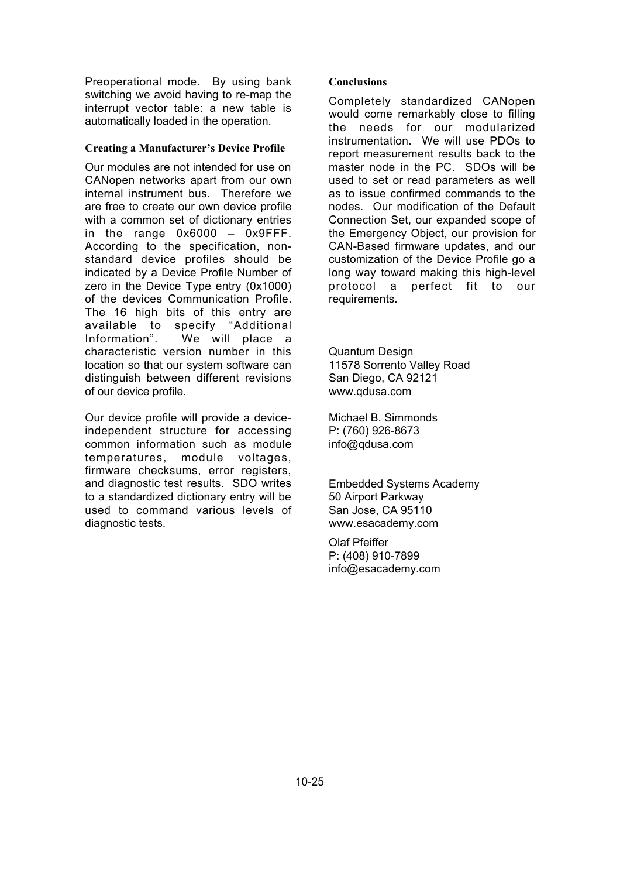Preoperational mode. By using bank switching we avoid having to re-map the interrupt vector table: a new table is automatically loaded in the operation.

### Creating a Manufacturer's Device Profile

Our modules are not intended for use on CANopen networks apart from our own internal instrument bus. Therefore we are free to create our own device profile with a common set of dictionary entries in the range 0x6000 – 0x9FFF. According to the specification, non-standard device profiles should be indicated by a Device Profile Number of zero in the Device Type entry (0x1000) of the devices Communication Profile. The 16 high bits of this entry are available to specify "Additional Information". We will place a characteristic version number in this location so that our system software can distinguish between different revisions of our device profile.

Our device profile will provide a device-independent structure for accessing common information such as module temperatures, module voltages, firmware checksums, error registers, and diagnostic test results. SDO writes to a standardized dictionary entry will be used to command various levels of diagnostic tests.

### Conclusions

Completely standardized CANopen would come remarkably close to filling the needs for our modularized instrumentation. We will use PDOs to report measurement results back to the master node in the PC. SDOs will be used to set or read parameters as well as to issue confirmed commands to the nodes. Our modification of the Default Connection Set, our expanded scope of the Emergency Object, our provision for CAN-Based firmware updates, and our customization of the Device Profile go a long way toward making this high-level protocol a perfect fit to our requirements.

Quantum Design
11578 Sorrento Valley Road
San Diego, CA 92121
www.qdusa.com

Michael B. Simmonds
P: (760) 926-8673
info@qdusa.com

Embedded Systems Academy
50 Airport Parkway
San Jose, CA 95110
www.esacademy.com

Olaf Pfeiffer
P: (408) 910-7899
info@esacademy.com